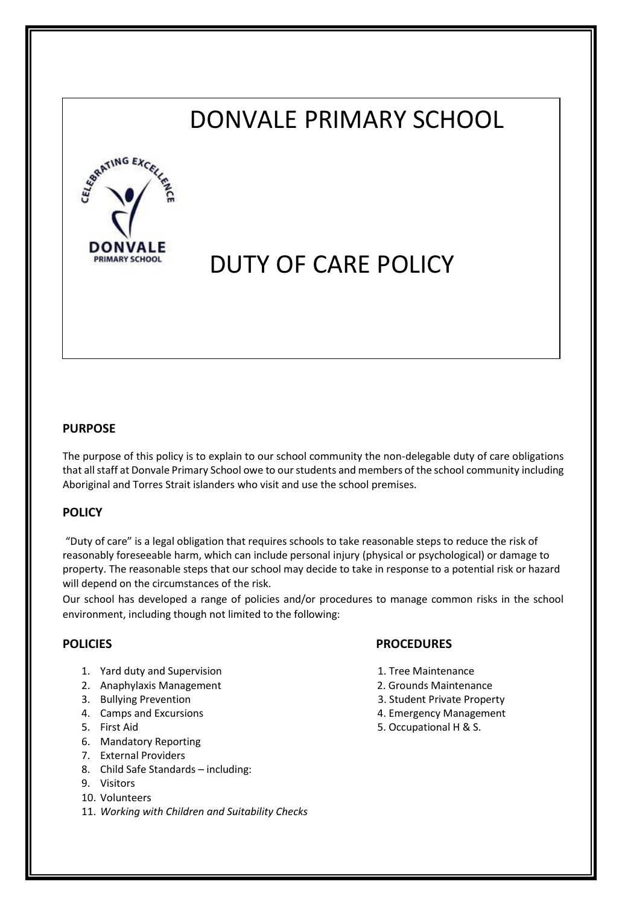# DONVALE PRIMARY SCHOOL

# DUTY OF CARE POLICY

## PURPOSE

The purpose of this policy is to explain to our school community the non-delegable duty of care obligations that all staff at Donvale Primary School owe to our students and members of the school community including Aboriginal and Torres Strait islanders who visit and use the school premises.

## POLICY

"Duty of care" is a legal obligation that requires schools to take reasonable steps to reduce the risk of reasonably foreseeable harm, which can include personal injury (physical or psychological) or damage to property. The reasonable steps that our school may decide to take in response to a potential risk or hazard will depend on the circumstances of the risk.

Our school has developed a range of policies and/or procedures to manage common risks in the school environment, including though not limited to the following:

### POLICIES

1. Yard duty and Supervision
2. Anaphylaxis Management
3. Bullying Prevention
4. Camps and Excursions
5. First Aid
6. Mandatory Reporting
7. External Providers
8. Child Safe Standards – including:
9. Visitors
10. Volunteers
11. *Working with Children and Suitability Checks*

### PROCEDURES

1. Tree Maintenance
2. Grounds Maintenance
3. Student Private Property
4. Emergency Management
5. Occupational H & S.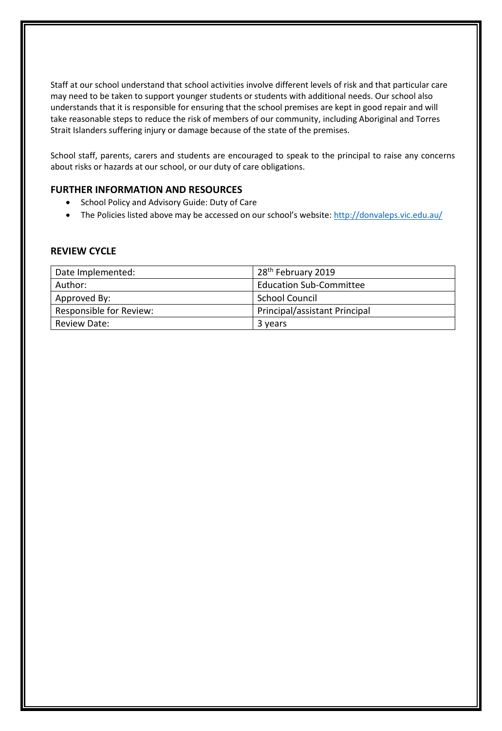Staff at our school understand that school activities involve different levels of risk and that particular care may need to be taken to support younger students or students with additional needs. Our school also understands that it is responsible for ensuring that the school premises are kept in good repair and will take reasonable steps to reduce the risk of members of our community, including Aboriginal and Torres Strait Islanders suffering injury or damage because of the state of the premises.

School staff, parents, carers and students are encouraged to speak to the principal to raise any concerns about risks or hazards at our school, or our duty of care obligations.

## FURTHER INFORMATION AND RESOURCES

- School Policy and Advisory Guide: Duty of Care
- The Policies listed above may be accessed on our school's website: http://donvaleps.vic.edu.au/

## REVIEW CYCLE

| | |
|---|---|
| Date Implemented: | 28th February 2019 |
| Author: | Education Sub-Committee |
| Approved By: | School Council |
| Responsible for Review: | Principal/assistant Principal |
| Review Date: | 3 years |